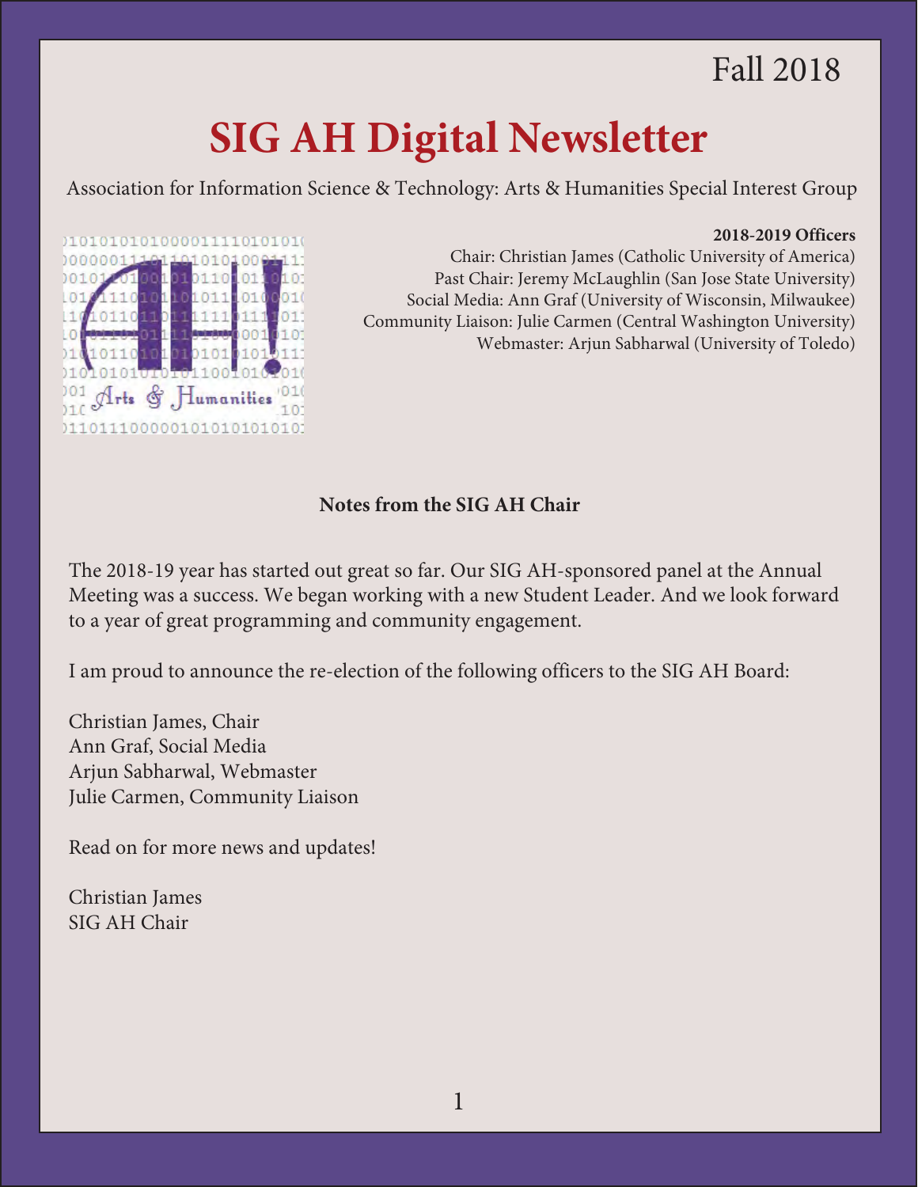Fall 2018

# SIG AH Digital Newsletter

Association for Information Science & Technology: Arts & Humanities Special Interest Group

**2018-2019 Officers**

Chair: Christian James (Catholic University of America)
Past Chair: Jeremy McLaughlin (San Jose State University)
Social Media: Ann Graf (University of Wisconsin, Milwaukee)
Community Liaison: Julie Carmen (Central Washington University)
Webmaster: Arjun Sabharwal (University of Toledo)

## Notes from the SIG AH Chair

The 2018-19 year has started out great so far. Our SIG AH-sponsored panel at the Annual Meeting was a success. We began working with a new Student Leader. And we look forward to a year of great programming and community engagement.

I am proud to announce the re-election of the following officers to the SIG AH Board:

Christian James, Chair
Ann Graf, Social Media
Arjun Sabharwal, Webmaster
Julie Carmen, Community Liaison

Read on for more news and updates!

Christian James
SIG AH Chair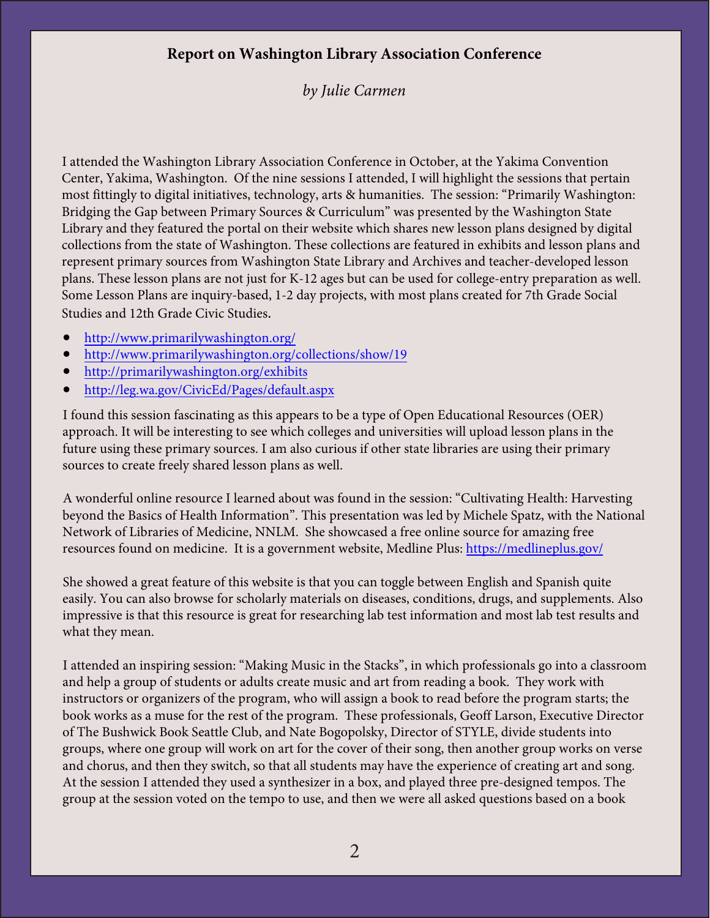# Report on Washington Library Association Conference

*by Julie Carmen*

I attended the Washington Library Association Conference in October, at the Yakima Convention Center, Yakima, Washington. Of the nine sessions I attended, I will highlight the sessions that pertain most fittingly to digital initiatives, technology, arts & humanities. The session: "Primarily Washington: Bridging the Gap between Primary Sources & Curriculum" was presented by the Washington State Library and they featured the portal on their website which shares new lesson plans designed by digital collections from the state of Washington. These collections are featured in exhibits and lesson plans and represent primary sources from Washington State Library and Archives and teacher-developed lesson plans. These lesson plans are not just for K-12 ages but can be used for college-entry preparation as well. Some Lesson Plans are inquiry-based, 1-2 day projects, with most plans created for 7th Grade Social Studies and 12th Grade Civic Studies.

- http://www.primarilywashington.org/
- http://www.primarilywashington.org/collections/show/19
- http://primarilywashington.org/exhibits
- http://leg.wa.gov/CivicEd/Pages/default.aspx

I found this session fascinating as this appears to be a type of Open Educational Resources (OER) approach. It will be interesting to see which colleges and universities will upload lesson plans in the future using these primary sources. I am also curious if other state libraries are using their primary sources to create freely shared lesson plans as well.

A wonderful online resource I learned about was found in the session: "Cultivating Health: Harvesting beyond the Basics of Health Information". This presentation was led by Michele Spatz, with the National Network of Libraries of Medicine, NNLM. She showcased a free online source for amazing free resources found on medicine. It is a government website, Medline Plus: https://medlineplus.gov/

She showed a great feature of this website is that you can toggle between English and Spanish quite easily. You can also browse for scholarly materials on diseases, conditions, drugs, and supplements. Also impressive is that this resource is great for researching lab test information and most lab test results and what they mean.

I attended an inspiring session: "Making Music in the Stacks", in which professionals go into a classroom and help a group of students or adults create music and art from reading a book. They work with instructors or organizers of the program, who will assign a book to read before the program starts; the book works as a muse for the rest of the program. These professionals, Geoff Larson, Executive Director of The Bushwick Book Seattle Club, and Nate Bogopolsky, Director of STYLE, divide students into groups, where one group will work on art for the cover of their song, then another group works on verse and chorus, and then they switch, so that all students may have the experience of creating art and song. At the session I attended they used a synthesizer in a box, and played three pre-designed tempos. The group at the session voted on the tempo to use, and then we were all asked questions based on a book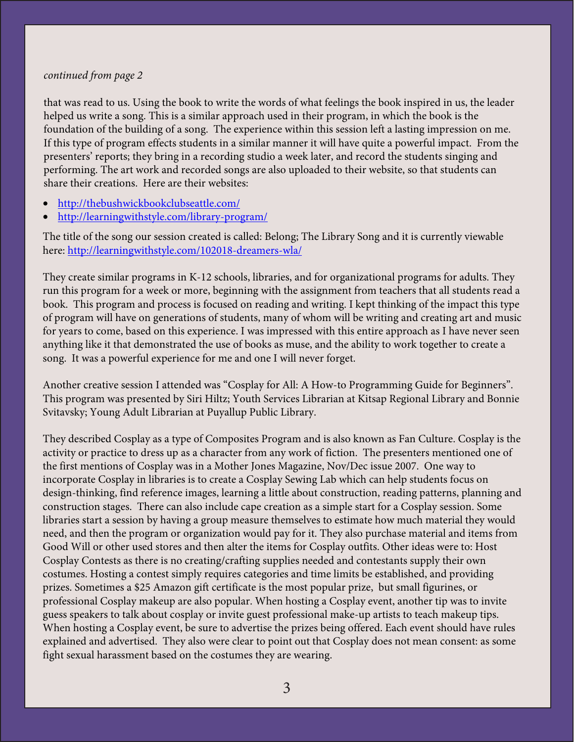*continued from page 2*

that was read to us. Using the book to write the words of what feelings the book inspired in us, the leader helped us write a song. This is a similar approach used in their program, in which the book is the foundation of the building of a song. The experience within this session left a lasting impression on me. If this type of program effects students in a similar manner it will have quite a powerful impact. From the presenters' reports; they bring in a recording studio a week later, and record the students singing and performing. The art work and recorded songs are also uploaded to their website, so that students can share their creations. Here are their websites:

- http://thebushwickbookclubseattle.com/
- http://learningwithstyle.com/library-program/

The title of the song our session created is called: Belong; The Library Song and it is currently viewable here: http://learningwithstyle.com/102018-dreamers-wla/

They create similar programs in K-12 schools, libraries, and for organizational programs for adults. They run this program for a week or more, beginning with the assignment from teachers that all students read a book. This program and process is focused on reading and writing. I kept thinking of the impact this type of program will have on generations of students, many of whom will be writing and creating art and music for years to come, based on this experience. I was impressed with this entire approach as I have never seen anything like it that demonstrated the use of books as muse, and the ability to work together to create a song. It was a powerful experience for me and one I will never forget.

Another creative session I attended was "Cosplay for All: A How-to Programming Guide for Beginners". This program was presented by Siri Hiltz; Youth Services Librarian at Kitsap Regional Library and Bonnie Svitavsky; Young Adult Librarian at Puyallup Public Library.

They described Cosplay as a type of Composites Program and is also known as Fan Culture. Cosplay is the activity or practice to dress up as a character from any work of fiction. The presenters mentioned one of the first mentions of Cosplay was in a Mother Jones Magazine, Nov/Dec issue 2007. One way to incorporate Cosplay in libraries is to create a Cosplay Sewing Lab which can help students focus on design-thinking, find reference images, learning a little about construction, reading patterns, planning and construction stages. There can also include cape creation as a simple start for a Cosplay session. Some libraries start a session by having a group measure themselves to estimate how much material they would need, and then the program or organization would pay for it. They also purchase material and items from Good Will or other used stores and then alter the items for Cosplay outfits. Other ideas were to: Host Cosplay Contests as there is no creating/crafting supplies needed and contestants supply their own costumes. Hosting a contest simply requires categories and time limits be established, and providing prizes. Sometimes a $25 Amazon gift certificate is the most popular prize, but small figurines, or professional Cosplay makeup are also popular. When hosting a Cosplay event, another tip was to invite guess speakers to talk about cosplay or invite guest professional make-up artists to teach makeup tips. When hosting a Cosplay event, be sure to advertise the prizes being offered. Each event should have rules explained and advertised. They also were clear to point out that Cosplay does not mean consent: as some fight sexual harassment based on the costumes they are wearing.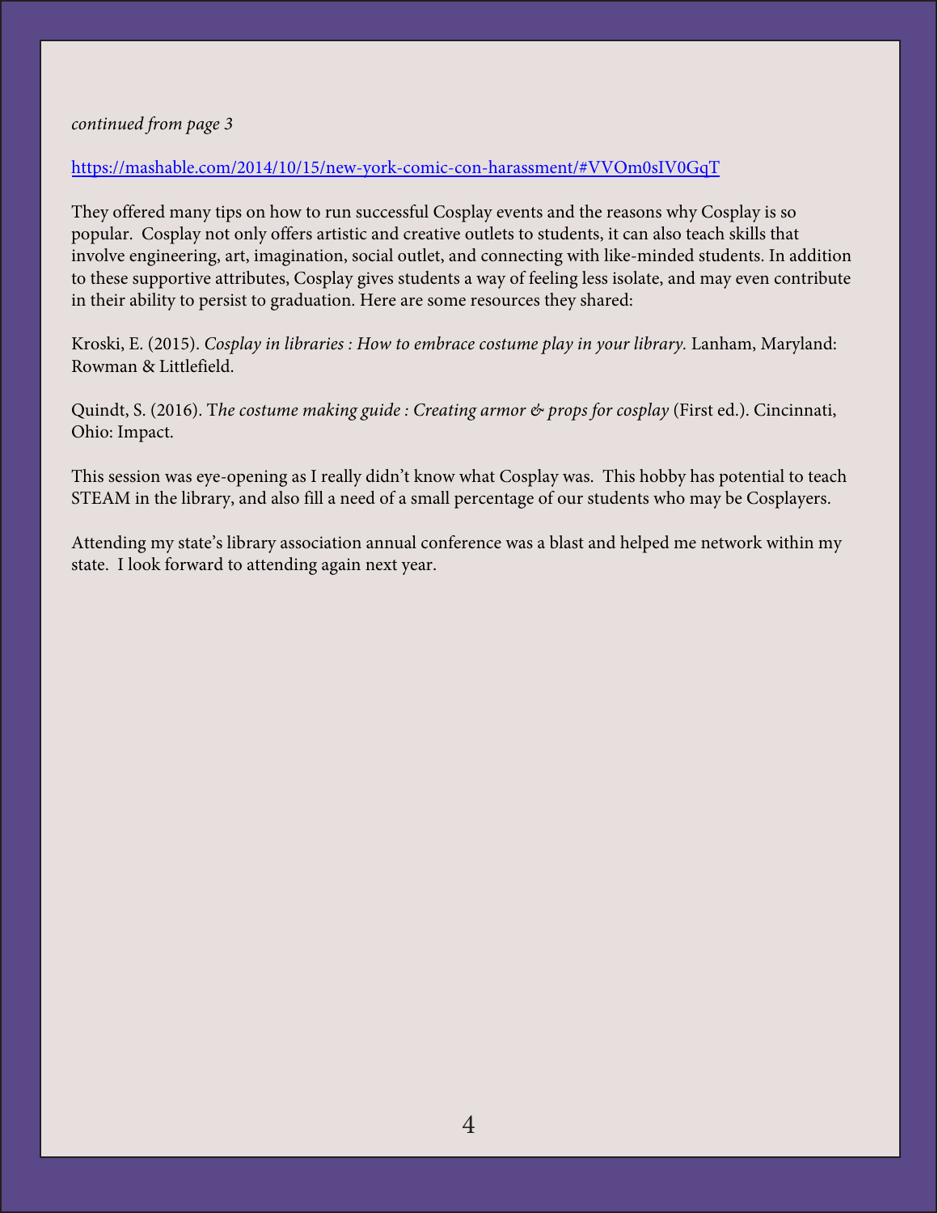*continued from page 3*

https://mashable.com/2014/10/15/new-york-comic-con-harassment/#VVOm0sIV0GqT

They offered many tips on how to run successful Cosplay events and the reasons why Cosplay is so popular. Cosplay not only offers artistic and creative outlets to students, it can also teach skills that involve engineering, art, imagination, social outlet, and connecting with like-minded students. In addition to these supportive attributes, Cosplay gives students a way of feeling less isolate, and may even contribute in their ability to persist to graduation. Here are some resources they shared:

Kroski, E. (2015). *Cosplay in libraries : How to embrace costume play in your library.* Lanham, Maryland: Rowman & Littlefield.

Quindt, S. (2016). T*he costume making guide : Creating armor & props for cosplay* (First ed.). Cincinnati, Ohio: Impact.

This session was eye-opening as I really didn't know what Cosplay was. This hobby has potential to teach STEAM in the library, and also fill a need of a small percentage of our students who may be Cosplayers.

Attending my state's library association annual conference was a blast and helped me network within my state. I look forward to attending again next year.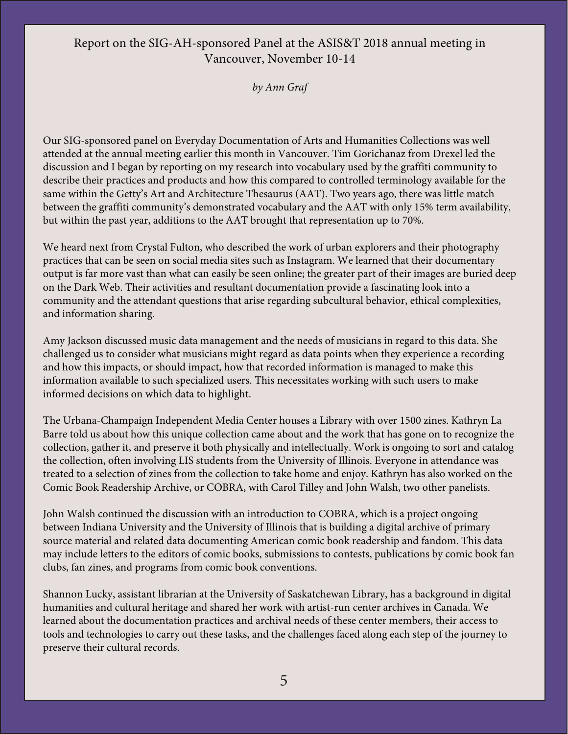# Report on the SIG-AH-sponsored Panel at the ASIS&T 2018 annual meeting in Vancouver, November 10-14

*by Ann Graf*

Our SIG-sponsored panel on Everyday Documentation of Arts and Humanities Collections was well attended at the annual meeting earlier this month in Vancouver. Tim Gorichanaz from Drexel led the discussion and I began by reporting on my research into vocabulary used by the graffiti community to describe their practices and products and how this compared to controlled terminology available for the same within the Getty's Art and Architecture Thesaurus (AAT). Two years ago, there was little match between the graffiti community's demonstrated vocabulary and the AAT with only 15% term availability, but within the past year, additions to the AAT brought that representation up to 70%.

We heard next from Crystal Fulton, who described the work of urban explorers and their photography practices that can be seen on social media sites such as Instagram. We learned that their documentary output is far more vast than what can easily be seen online; the greater part of their images are buried deep on the Dark Web. Their activities and resultant documentation provide a fascinating look into a community and the attendant questions that arise regarding subcultural behavior, ethical complexities, and information sharing.

Amy Jackson discussed music data management and the needs of musicians in regard to this data. She challenged us to consider what musicians might regard as data points when they experience a recording and how this impacts, or should impact, how that recorded information is managed to make this information available to such specialized users. This necessitates working with such users to make informed decisions on which data to highlight.

The Urbana-Champaign Independent Media Center houses a Library with over 1500 zines. Kathryn La Barre told us about how this unique collection came about and the work that has gone on to recognize the collection, gather it, and preserve it both physically and intellectually. Work is ongoing to sort and catalog the collection, often involving LIS students from the University of Illinois. Everyone in attendance was treated to a selection of zines from the collection to take home and enjoy. Kathryn has also worked on the Comic Book Readership Archive, or COBRA, with Carol Tilley and John Walsh, two other panelists.

John Walsh continued the discussion with an introduction to COBRA, which is a project ongoing between Indiana University and the University of Illinois that is building a digital archive of primary source material and related data documenting American comic book readership and fandom. This data may include letters to the editors of comic books, submissions to contests, publications by comic book fan clubs, fan zines, and programs from comic book conventions.

Shannon Lucky, assistant librarian at the University of Saskatchewan Library, has a background in digital humanities and cultural heritage and shared her work with artist-run center archives in Canada. We learned about the documentation practices and archival needs of these center members, their access to tools and technologies to carry out these tasks, and the challenges faced along each step of the journey to preserve their cultural records.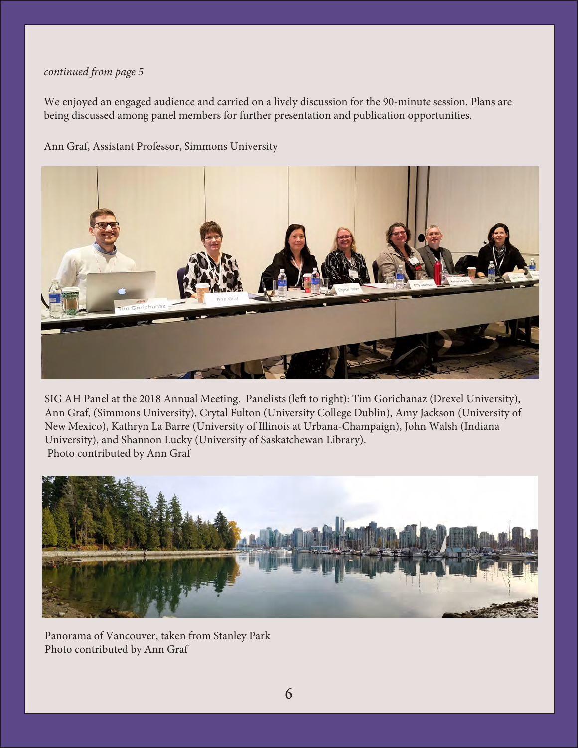*continued from page 5*

We enjoyed an engaged audience and carried on a lively discussion for the 90-minute session. Plans are being discussed among panel members for further presentation and publication opportunities.

Ann Graf, Assistant Professor, Simmons University

SIG AH Panel at the 2018 Annual Meeting. Panelists (left to right): Tim Gorichanaz (Drexel University), Ann Graf, (Simmons University), Crytal Fulton (University College Dublin), Amy Jackson (University of New Mexico), Kathryn La Barre (University of Illinois at Urbana-Champaign), John Walsh (Indiana University), and Shannon Lucky (University of Saskatchewan Library).
Photo contributed by Ann Graf

Panorama of Vancouver, taken from Stanley Park
Photo contributed by Ann Graf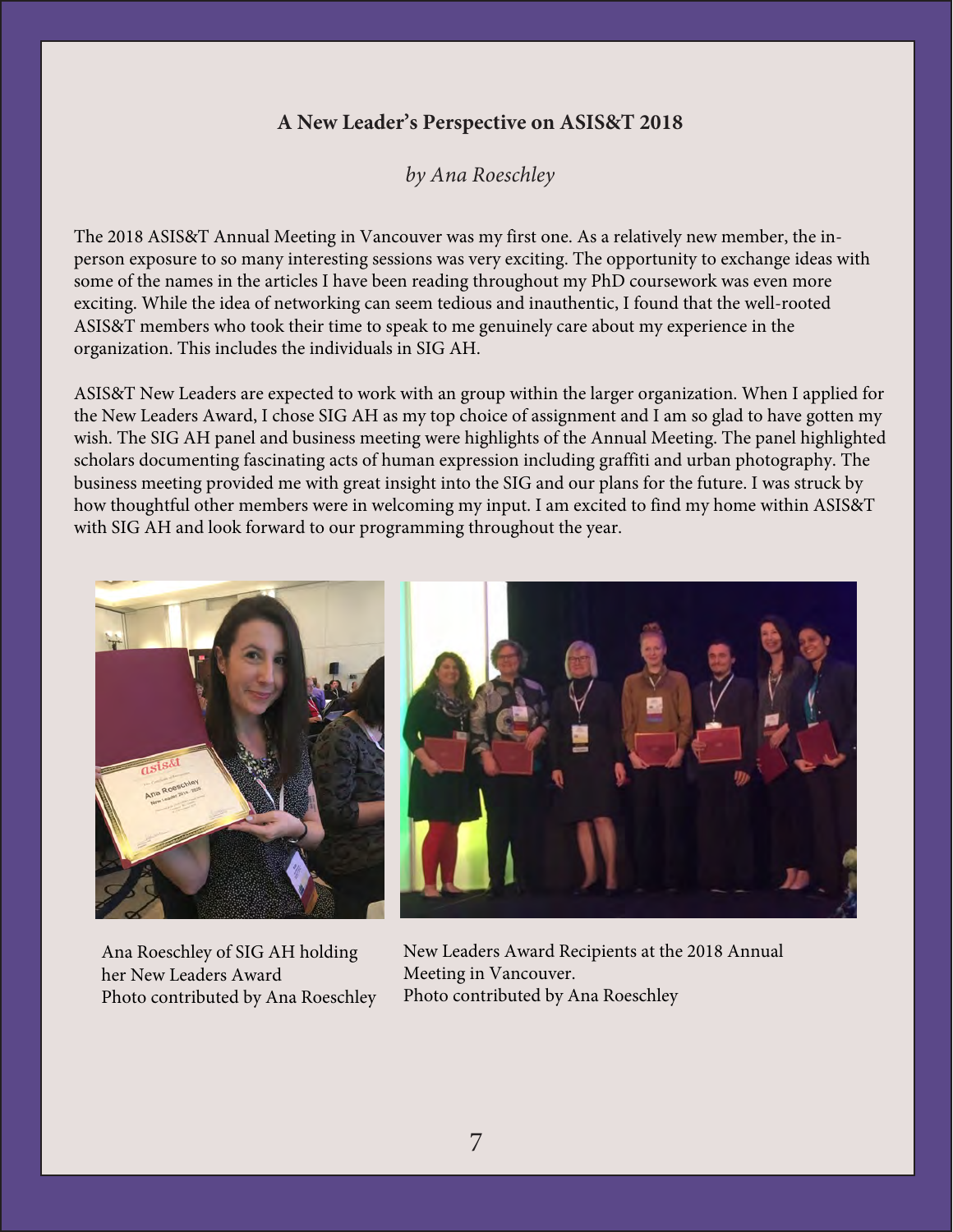### A New Leader's Perspective on ASIS&T 2018

*by Ana Roeschley*

The 2018 ASIS&T Annual Meeting in Vancouver was my first one. As a relatively new member, the in-person exposure to so many interesting sessions was very exciting. The opportunity to exchange ideas with some of the names in the articles I have been reading throughout my PhD coursework was even more exciting. While the idea of networking can seem tedious and inauthentic, I found that the well-rooted ASIS&T members who took their time to speak to me genuinely care about my experience in the organization. This includes the individuals in SIG AH.

ASIS&T New Leaders are expected to work with an group within the larger organization. When I applied for the New Leaders Award, I chose SIG AH as my top choice of assignment and I am so glad to have gotten my wish. The SIG AH panel and business meeting were highlights of the Annual Meeting. The panel highlighted scholars documenting fascinating acts of human expression including graffiti and urban photography. The business meeting provided me with great insight into the SIG and our plans for the future. I was struck by how thoughtful other members were in welcoming my input. I am excited to find my home within ASIS&T with SIG AH and look forward to our programming throughout the year.

Ana Roeschley of SIG AH holding her New Leaders Award
Photo contributed by Ana Roeschley

New Leaders Award Recipients at the 2018 Annual Meeting in Vancouver.
Photo contributed by Ana Roeschley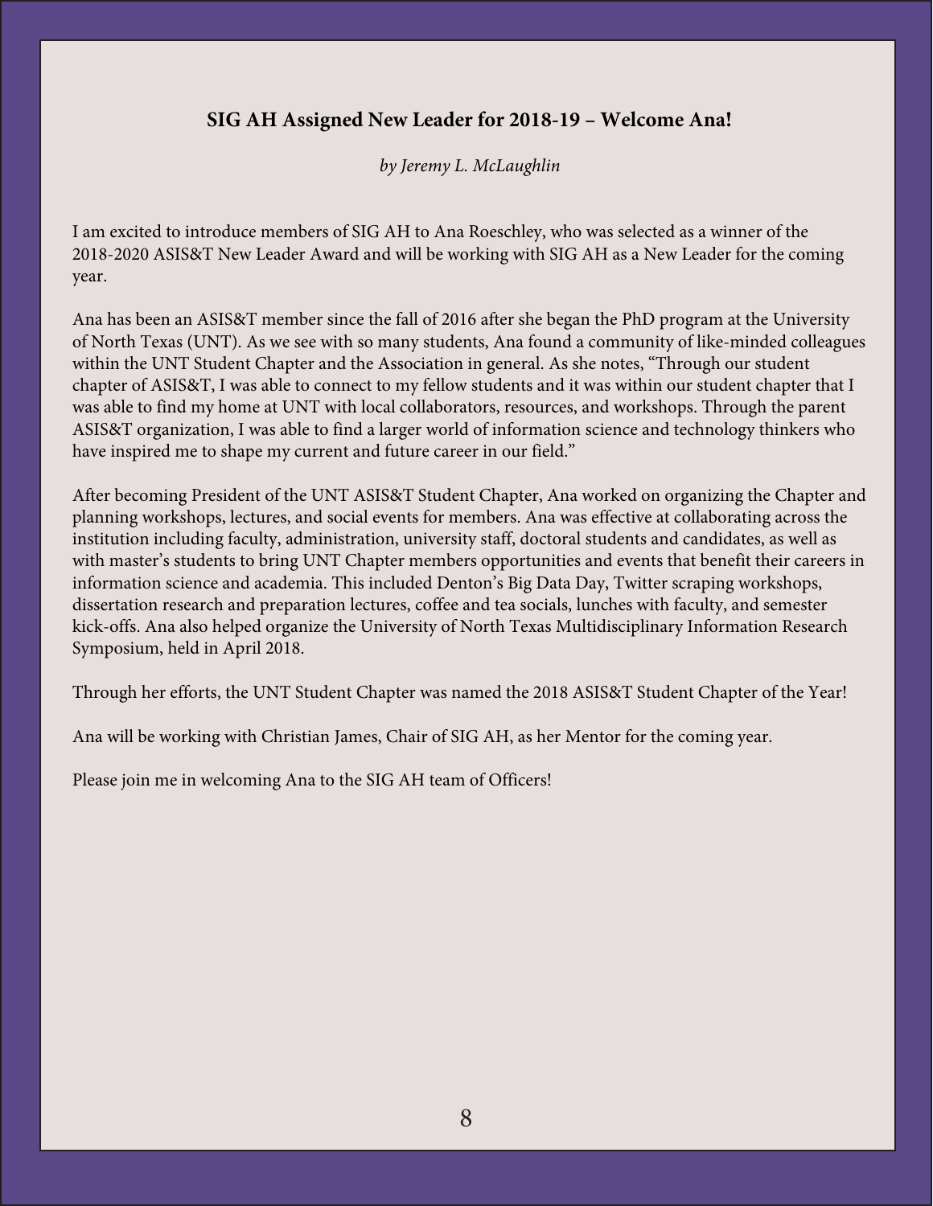## SIG AH Assigned New Leader for 2018-19 – Welcome Ana!

*by Jeremy L. McLaughlin*

I am excited to introduce members of SIG AH to Ana Roeschley, who was selected as a winner of the 2018-2020 ASIS&T New Leader Award and will be working with SIG AH as a New Leader for the coming year.

Ana has been an ASIS&T member since the fall of 2016 after she began the PhD program at the University of North Texas (UNT). As we see with so many students, Ana found a community of like-minded colleagues within the UNT Student Chapter and the Association in general. As she notes, "Through our student chapter of ASIS&T, I was able to connect to my fellow students and it was within our student chapter that I was able to find my home at UNT with local collaborators, resources, and workshops. Through the parent ASIS&T organization, I was able to find a larger world of information science and technology thinkers who have inspired me to shape my current and future career in our field."

After becoming President of the UNT ASIS&T Student Chapter, Ana worked on organizing the Chapter and planning workshops, lectures, and social events for members. Ana was effective at collaborating across the institution including faculty, administration, university staff, doctoral students and candidates, as well as with master's students to bring UNT Chapter members opportunities and events that benefit their careers in information science and academia. This included Denton's Big Data Day, Twitter scraping workshops, dissertation research and preparation lectures, coffee and tea socials, lunches with faculty, and semester kick-offs. Ana also helped organize the University of North Texas Multidisciplinary Information Research Symposium, held in April 2018.

Through her efforts, the UNT Student Chapter was named the 2018 ASIS&T Student Chapter of the Year!

Ana will be working with Christian James, Chair of SIG AH, as her Mentor for the coming year.

Please join me in welcoming Ana to the SIG AH team of Officers!